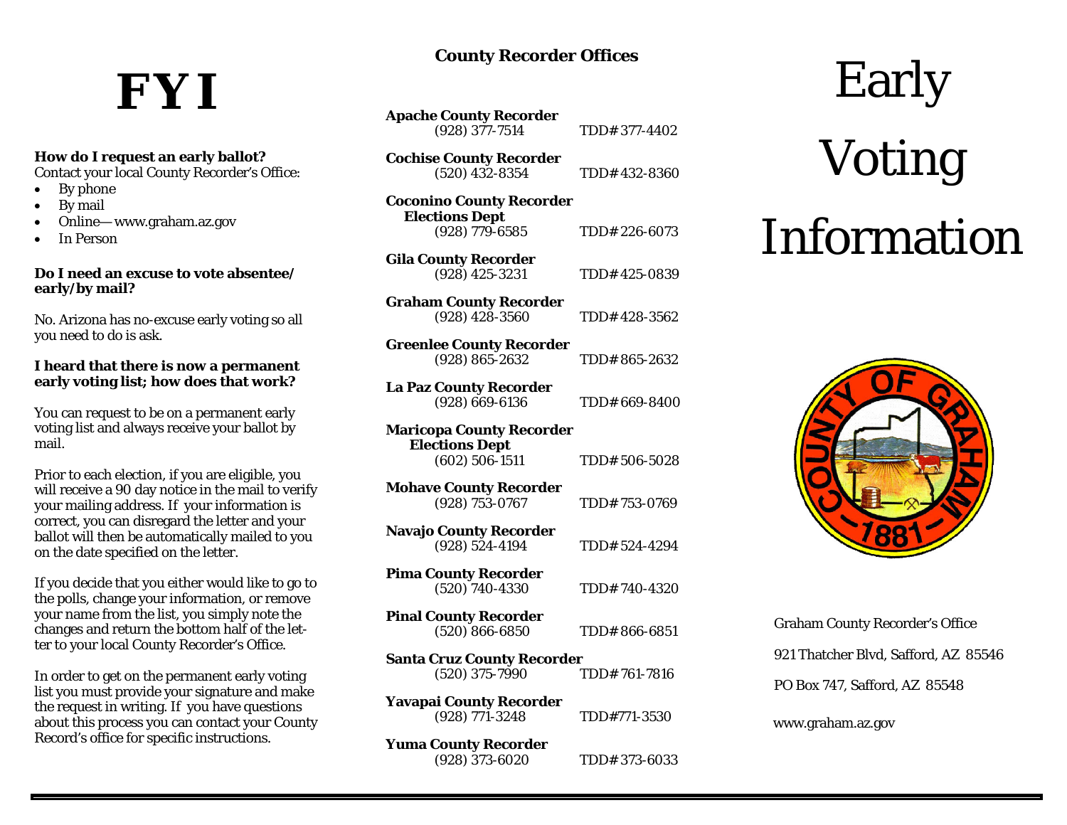# FYI

**How do I request an early ballot?**
Contact your local County Recorder's Office:

- By phone
- By mail
- Online—www.graham.az.gov
- In Person

**Do I need an excuse to vote absentee/ early/by mail?**

No. Arizona has no-excuse early voting so all you need to do is ask.

**I heard that there is now a permanent early voting list; how does that work?**

You can request to be on a permanent early voting list and always receive your ballot by mail.

Prior to each election, if you are eligible, you will receive a 90 day notice in the mail to verify your mailing address. If your information is correct, you can disregard the letter and your ballot will then be automatically mailed to you on the date specified on the letter.

If you decide that you either would like to go to the polls, change your information, or remove your name from the list, you simply note the changes and return the bottom half of the letter to your local County Recorder's Office.

In order to get on the permanent early voting list you must provide your signature and make the request in writing. If you have questions about this process you can contact your County Record's office for specific instructions.

## County Recorder Offices

**Apache County Recorder**
(928) 377-7514 TDD# 377-4402

**Cochise County Recorder**
(520) 432-8354 TDD# 432-8360

**Coconino County Recorder Elections Dept**
(928) 779-6585 TDD# 226-6073

**Gila County Recorder**
(928) 425-3231 TDD# 425-0839

**Graham County Recorder**
(928) 428-3560 TDD# 428-3562

**Greenlee County Recorder**
(928) 865-2632 TDD# 865-2632

**La Paz County Recorder**
(928) 669-6136 TDD# 669-8400

**Maricopa County Recorder Elections Dept**
(602) 506-1511 TDD# 506-5028

**Mohave County Recorder**
(928) 753-0767 TDD# 753-0769

**Navajo County Recorder**
(928) 524-4194 TDD# 524-4294

**Pima County Recorder**
(520) 740-4330 TDD# 740-4320

**Pinal County Recorder**
(520) 866-6850 TDD# 866-6851

**Santa Cruz County Recorder**
(520) 375-7990 TDD# 761-7816

**Yavapai County Recorder**
(928) 771-3248 TDD#771-3530

**Yuma County Recorder**
(928) 373-6020 TDD# 373-6033

# Early Voting Information

Graham County Recorder's Office

921 Thatcher Blvd, Safford, AZ 85546

PO Box 747, Safford, AZ 85548

www.graham.az.gov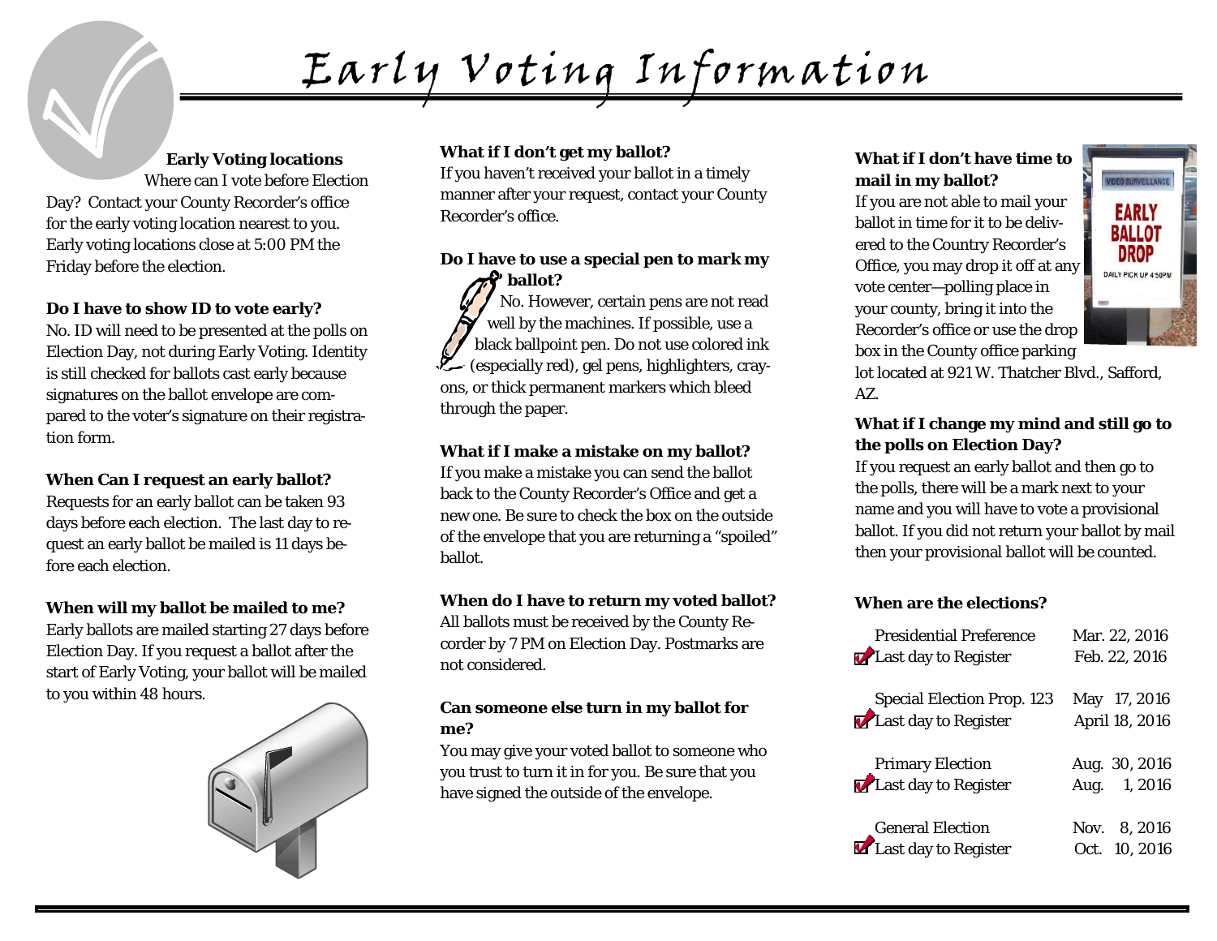# Early Voting Information

### Early Voting locations

Where can I vote before Election Day? Contact your County Recorder's office for the early voting location nearest to you. Early voting locations close at 5:00 PM the Friday before the election.

### Do I have to show ID to vote early?

No. ID will need to be presented at the polls on Election Day, not during Early Voting. Identity is still checked for ballots cast early because signatures on the ballot envelope are compared to the voter's signature on their registration form.

### When Can I request an early ballot?

Requests for an early ballot can be taken 93 days before each election. The last day to request an early ballot be mailed is 11 days before each election.

### When will my ballot be mailed to me?

Early ballots are mailed starting 27 days before Election Day. If you request a ballot after the start of Early Voting, your ballot will be mailed to you within 48 hours.

### What if I don't get my ballot?

If you haven't received your ballot in a timely manner after your request, contact your County Recorder's office.

### Do I have to use a special pen to mark my ballot?

No. However, certain pens are not read well by the machines. If possible, use a black ballpoint pen. Do not use colored ink (especially red), gel pens, highlighters, crayons, or thick permanent markers which bleed through the paper.

### What if I make a mistake on my ballot?

If you make a mistake you can send the ballot back to the County Recorder's Office and get a new one. Be sure to check the box on the outside of the envelope that you are returning a "spoiled" ballot.

### When do I have to return my voted ballot?

All ballots must be received by the County Recorder by 7 PM on Election Day. Postmarks are not considered.

### Can someone else turn in my ballot for me?

You may give your voted ballot to someone who you trust to turn it in for you. Be sure that you have signed the outside of the envelope.

### What if I don't have time to mail in my ballot?

If you are not able to mail your ballot in time for it to be delivered to the Country Recorder's Office, you may drop it off at any vote center—polling place in your county, bring it into the Recorder's office or use the drop box in the County office parking lot located at 921 W. Thatcher Blvd., Safford, AZ.

### What if I change my mind and still go to the polls on Election Day?

If you request an early ballot and then go to the polls, there will be a mark next to your name and you will have to vote a provisional ballot. If you did not return your ballot by mail then your provisional ballot will be counted.

### When are the elections?

| | |
|---|---|
| Presidential Preference | Mar. 22, 2016 |
| Last day to Register | Feb. 22, 2016 |
| Special Election Prop. 123 | May 17, 2016 |
| Last day to Register | April 18, 2016 |
| Primary Election | Aug. 30, 2016 |
| Last day to Register | Aug. 1, 2016 |
| General Election | Nov. 8, 2016 |
| Last day to Register | Oct. 10, 2016 |